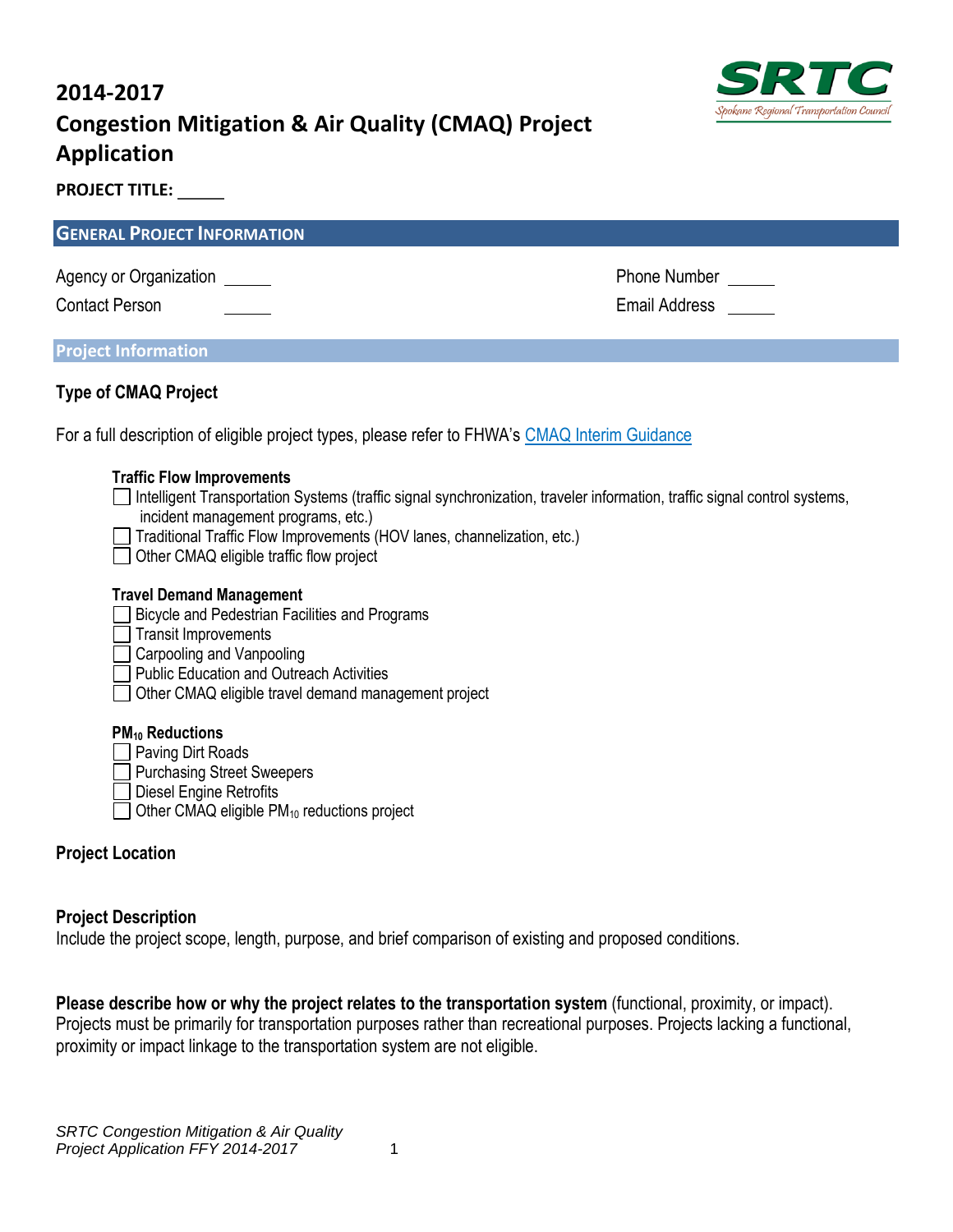# 2014-2017 Congestion Mitigation & Air Quality (CMAQ) Project Application

**PROJECT TITLE:** _____

## GENERAL PROJECT INFORMATION

Agency or Organization _____

Contact Person _____

Phone Number _____

Email Address _____

### Project Information

#### Type of CMAQ Project

For a full description of eligible project types, please refer to FHWA's CMAQ Interim Guidance

**Traffic Flow Improvements**

- ☐ Intelligent Transportation Systems (traffic signal synchronization, traveler information, traffic signal control systems, incident management programs, etc.)
- ☐ Traditional Traffic Flow Improvements (HOV lanes, channelization, etc.)
- ☐ Other CMAQ eligible traffic flow project

**Travel Demand Management**

- ☐ Bicycle and Pedestrian Facilities and Programs
- ☐ Transit Improvements
- ☐ Carpooling and Vanpooling
- ☐ Public Education and Outreach Activities
- ☐ Other CMAQ eligible travel demand management project

**$PM_{10}$ Reductions**

- ☐ Paving Dirt Roads
- ☐ Purchasing Street Sweepers
- ☐ Diesel Engine Retrofits
- ☐ Other CMAQ eligible $PM_{10}$ reductions project

#### Project Location

#### Project Description

Include the project scope, length, purpose, and brief comparison of existing and proposed conditions.

**Please describe how or why the project relates to the transportation system** (functional, proximity, or impact). Projects must be primarily for transportation purposes rather than recreational purposes. Projects lacking a functional, proximity or impact linkage to the transportation system are not eligible.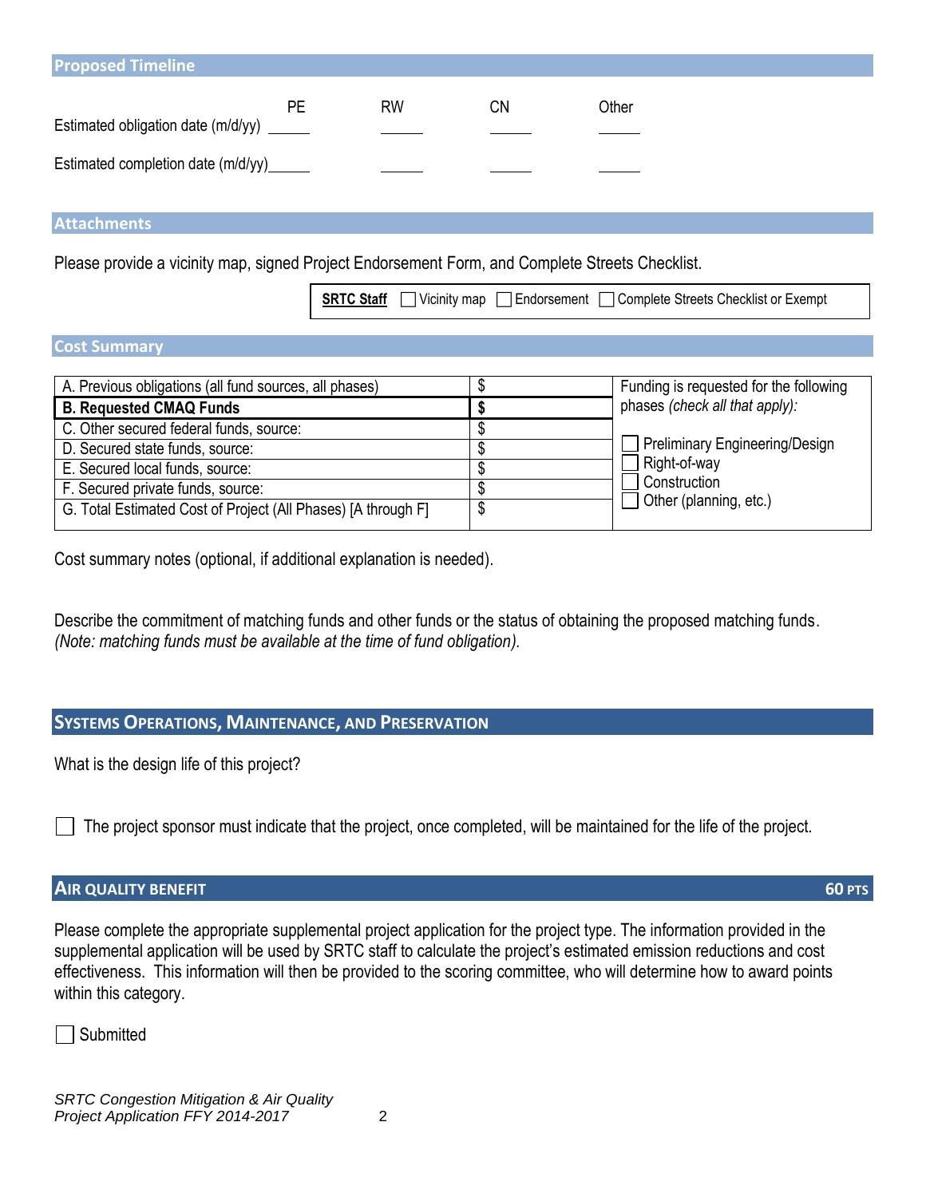## Proposed Timeline

| | PE | RW | CN | Other |
|---|---|---|---|---|
| Estimated obligation date (m/d/yy) | ______ | ______ | ______ | ______ |
| Estimated completion date (m/d/yy) | ______ | ______ | ______ | ______ |

## Attachments

Please provide a vicinity map, signed Project Endorsement Form, and Complete Streets Checklist.

**SRTC Staff** ☐ Vicinity map ☐ Endorsement ☐ Complete Streets Checklist or Exempt

## Cost Summary

| | | Funding is requested for the following phases *(check all that apply)*: |
|---|---|---|
| A. Previous obligations (all fund sources, all phases) | $ | ☐ Preliminary Engineering/Design |
| **B. Requested CMAQ Funds** | **$** | ☐ Right-of-way |
| C. Other secured federal funds, source: | $ | ☐ Construction |
| D. Secured state funds, source: | $ | ☐ Other (planning, etc.) |
| E. Secured local funds, source: | $ | |
| F. Secured private funds, source: | $ | |
| G. Total Estimated Cost of Project (All Phases) [A through F] | $ | |

Cost summary notes (optional, if additional explanation is needed).

Describe the commitment of matching funds and other funds or the status of obtaining the proposed matching funds. *(Note: matching funds must be available at the time of fund obligation).*

## Systems Operations, Maintenance, and Preservation

What is the design life of this project?

☐ The project sponsor must indicate that the project, once completed, will be maintained for the life of the project.

## Air Quality Benefit — 60 PTS

Please complete the appropriate supplemental project application for the project type. The information provided in the supplemental application will be used by SRTC staff to calculate the project's estimated emission reductions and cost effectiveness. This information will then be provided to the scoring committee, who will determine how to award points within this category.

☐ Submitted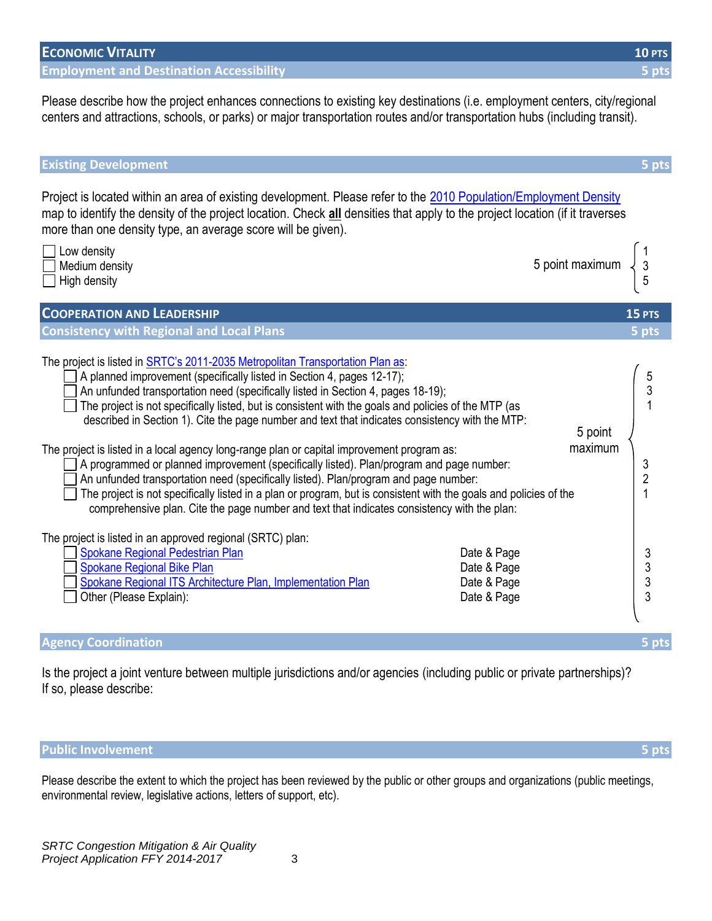## Economic Vitality — 10 pts

### Employment and Destination Accessibility — 5 pts

Please describe how the project enhances connections to existing key destinations (i.e. employment centers, city/regional centers and attractions, schools, or parks) or major transportation routes and/or transportation hubs (including transit).

### Existing Development — 5 pts

Project is located within an area of existing development. Please refer to the 2010 Population/Employment Density map to identify the density of the project location. Check **all** densities that apply to the project location (if it traverses more than one density type, an average score will be given).

5 point maximum

| | Density | Points |
|---|---|---|
| ☐ | Low density | 1 |
| ☐ | Medium density | 3 |
| ☐ | High density | 5 |

## Cooperation and Leadership — 15 pts

### Consistency with Regional and Local Plans — 5 pts

5 point maximum

The project is listed in SRTC's 2011-2035 Metropolitan Transportation Plan as:

| | | Points |
|---|---|---|
| ☐ | A planned improvement (specifically listed in Section 4, pages 12-17); | 5 |
| ☐ | An unfunded transportation need (specifically listed in Section 4, pages 18-19); | 3 |
| ☐ | The project is not specifically listed, but is consistent with the goals and policies of the MTP (as described in Section 1). Cite the page number and text that indicates consistency with the MTP: | 1 |

The project is listed in a local agency long-range plan or capital improvement program as:

| | | Points |
|---|---|---|
| ☐ | A programmed or planned improvement (specifically listed). Plan/program and page number: | 3 |
| ☐ | An unfunded transportation need (specifically listed). Plan/program and page number: | 2 |
| ☐ | The project is not specifically listed in a plan or program, but is consistent with the goals and policies of the comprehensive plan. Cite the page number and text that indicates consistency with the plan: | 1 |

The project is listed in an approved regional (SRTC) plan:

| | Plan | | Points |
|---|---|---|---|
| ☐ | Spokane Regional Pedestrian Plan | Date & Page | 3 |
| ☐ | Spokane Regional Bike Plan | Date & Page | 3 |
| ☐ | Spokane Regional ITS Architecture Plan, Implementation Plan | Date & Page | 3 |
| ☐ | Other (Please Explain): | Date & Page | 3 |

### Agency Coordination — 5 pts

Is the project a joint venture between multiple jurisdictions and/or agencies (including public or private partnerships)? If so, please describe:

### Public Involvement — 5 pts

Please describe the extent to which the project has been reviewed by the public or other groups and organizations (public meetings, environmental review, legislative actions, letters of support, etc).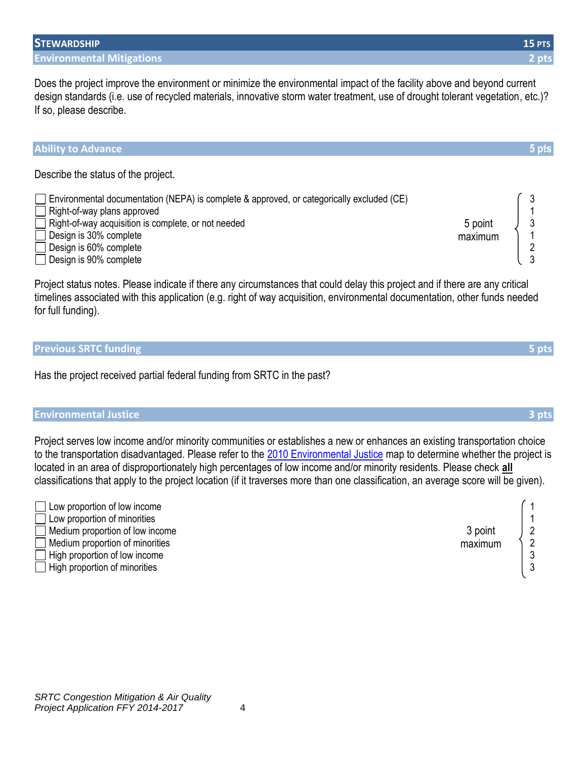## STEWARDSHIP 15 PTS

### Environmental Mitigations 2 pts

Does the project improve the environment or minimize the environmental impact of the facility above and beyond current design standards (i.e. use of recycled materials, innovative storm water treatment, use of drought tolerant vegetation, etc.)? If so, please describe.

### Ability to Advance 5 pts

Describe the status of the project.

5 point maximum

- [ ] Environmental documentation (NEPA) is complete & approved, or categorically excluded (CE) — 3
- [ ] Right-of-way plans approved — 1
- [ ] Right-of-way acquisition is complete, or not needed — 3
- [ ] Design is 30% complete — 1
- [ ] Design is 60% complete — 2
- [ ] Design is 90% complete — 3

Project status notes. Please indicate if there any circumstances that could delay this project and if there are any critical timelines associated with this application (e.g. right of way acquisition, environmental documentation, other funds needed for full funding).

### Previous SRTC funding 5 pts

Has the project received partial federal funding from SRTC in the past?

### Environmental Justice 3 pts

Project serves low income and/or minority communities or establishes a new or enhances an existing transportation choice to the transportation disadvantaged. Please refer to the [2010 Environmental Justice]() map to determine whether the project is located in an area of disproportionately high percentages of low income and/or minority residents. Please check **all** classifications that apply to the project location (if it traverses more than one classification, an average score will be given).

3 point maximum

- [ ] Low proportion of low income — 1
- [ ] Low proportion of minorities — 1
- [ ] Medium proportion of low income — 2
- [ ] Medium proportion of minorities — 2
- [ ] High proportion of low income — 3
- [ ] High proportion of minorities — 3